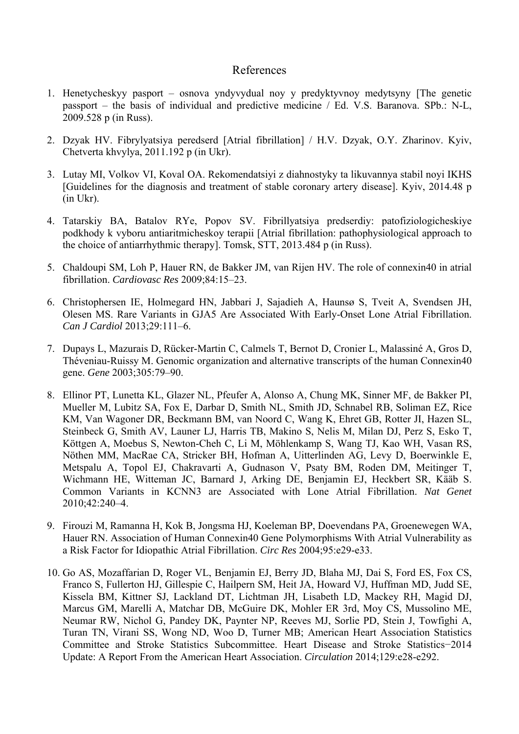# References

1. Henetycheskyy pasport – osnova yndyvydual noy y predyktyvnoy medytsyny [The genetic passport – the basis of individual and predictive medicine / Ed. V.S. Baranova. SPb.: N-L, 2009.528 p (in Russ).

2. Dzyak HV. Fibrylyatsiya peredserd [Atrial fibrillation] / H.V. Dzyak, O.Y. Zharinov. Kyiv, Chetverta khvylya, 2011.192 p (in Ukr).

3. Lutay MI, Volkov VI, Koval OA. Rekomendatsiyi z diahnostyky ta likuvannya stabil noyi IKHS [Guidelines for the diagnosis and treatment of stable coronary artery disease]. Kyiv, 2014.48 p (in Ukr).

4. Tatarskiy BA, Batalov RYe, Popov SV. Fibrillyatsiya predserdiy: patofiziologicheskiye podkhody k vyboru antiaritmicheskoy terapii [Atrial fibrillation: pathophysiological approach to the choice of antiarrhythmic therapy]. Tomsk, STT, 2013.484 p (in Russ).

5. Chaldoupi SM, Loh P, Hauer RN, de Bakker JM, van Rijen HV. The role of connexin40 in atrial fibrillation. *Cardiovasc Res* 2009;84:15–23.

6. Christophersen IE, Holmegard HN, Jabbari J, Sajadieh A, Haunsø S, Tveit A, Svendsen JH, Olesen MS. Rare Variants in GJA5 Are Associated With Early-Onset Lone Atrial Fibrillation. *Can J Cardiol* 2013;29:111–6.

7. Dupays L, Mazurais D, Rücker-Martin C, Calmels T, Bernot D, Cronier L, Malassiné A, Gros D, Théveniau-Ruissy M. Genomic organization and alternative transcripts of the human Connexin40 gene. *Gene* 2003;305:79–90.

8. Ellinor PT, Lunetta KL, Glazer NL, Pfeufer A, Alonso A, Chung MK, Sinner MF, de Bakker PI, Mueller M, Lubitz SA, Fox E, Darbar D, Smith NL, Smith JD, Schnabel RB, Soliman EZ, Rice KM, Van Wagoner DR, Beckmann BM, van Noord C, Wang K, Ehret GB, Rotter JI, Hazen SL, Steinbeck G, Smith AV, Launer LJ, Harris TB, Makino S, Nelis M, Milan DJ, Perz S, Esko T, Köttgen A, Moebus S, Newton-Cheh C, Li M, Möhlenkamp S, Wang TJ, Kao WH, Vasan RS, Nöthen MM, MacRae CA, Stricker BH, Hofman A, Uitterlinden AG, Levy D, Boerwinkle E, Metspalu A, Topol EJ, Chakravarti A, Gudnason V, Psaty BM, Roden DM, Meitinger T, Wichmann HE, Witteman JC, Barnard J, Arking DE, Benjamin EJ, Heckbert SR, Kääb S. Common Variants in KCNN3 are Associated with Lone Atrial Fibrillation. *Nat Genet* 2010;42:240–4.

9. Firouzi M, Ramanna H, Kok B, Jongsma HJ, Koeleman BP, Doevendans PA, Groenewegen WA, Hauer RN. Association of Human Connexin40 Gene Polymorphisms With Atrial Vulnerability as a Risk Factor for Idiopathic Atrial Fibrillation. *Circ Res* 2004;95:e29-e33.

10. Go AS, Mozaffarian D, Roger VL, Benjamin EJ, Berry JD, Blaha MJ, Dai S, Ford ES, Fox CS, Franco S, Fullerton HJ, Gillespie C, Hailpern SM, Heit JA, Howard VJ, Huffman MD, Judd SE, Kissela BM, Kittner SJ, Lackland DT, Lichtman JH, Lisabeth LD, Mackey RH, Magid DJ, Marcus GM, Marelli A, Matchar DB, McGuire DK, Mohler ER 3rd, Moy CS, Mussolino ME, Neumar RW, Nichol G, Pandey DK, Paynter NP, Reeves MJ, Sorlie PD, Stein J, Towfighi A, Turan TN, Virani SS, Wong ND, Woo D, Turner MB; American Heart Association Statistics Committee and Stroke Statistics Subcommittee. Heart Disease and Stroke Statistics−2014 Update: A Report From the American Heart Association. *Circulation* 2014;129:e28-e292.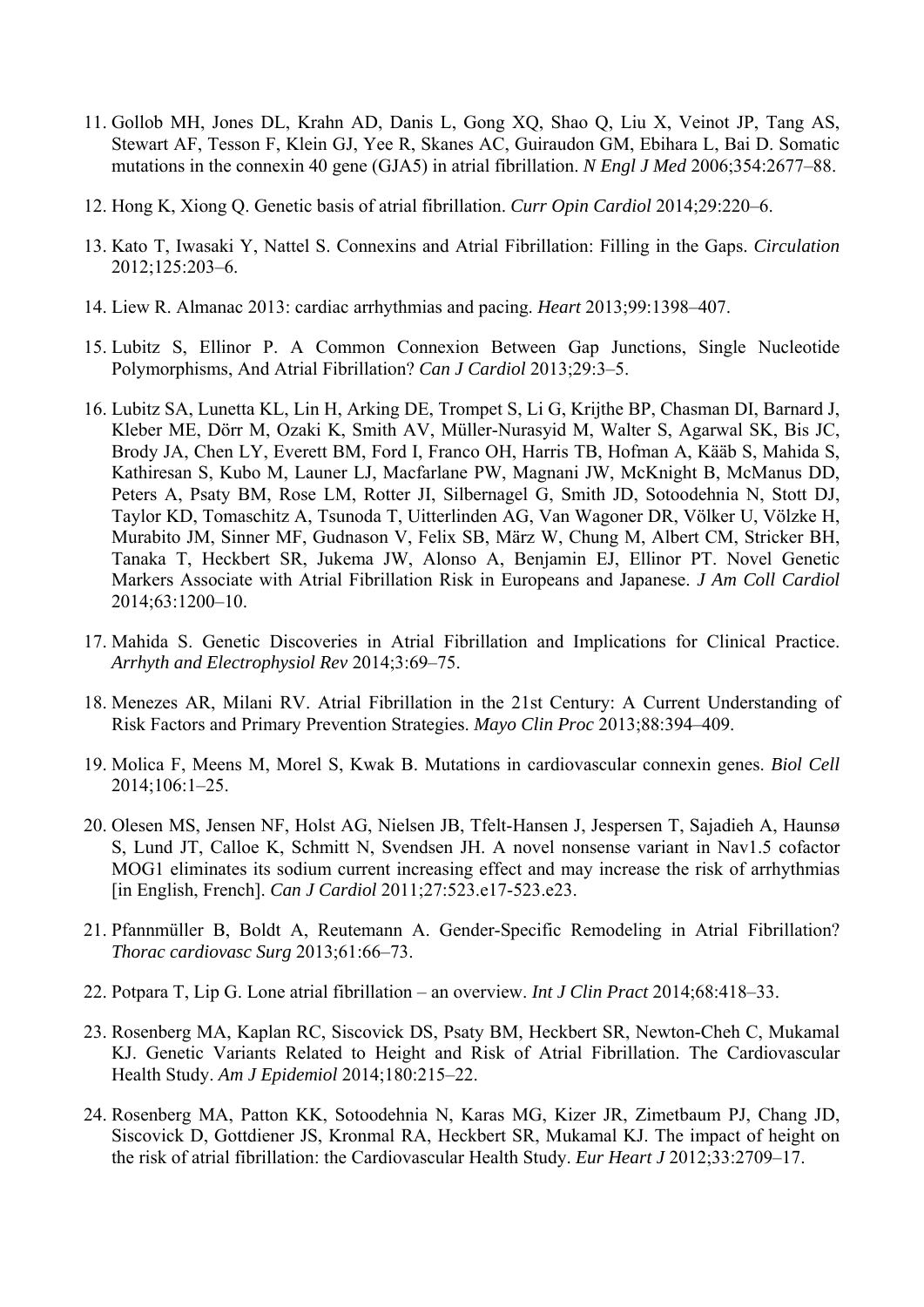11. Gollob MH, Jones DL, Krahn AD, Danis L, Gong XQ, Shao Q, Liu X, Veinot JP, Tang AS, Stewart AF, Tesson F, Klein GJ, Yee R, Skanes AC, Guiraudon GM, Ebihara L, Bai D. Somatic mutations in the connexin 40 gene (GJA5) in atrial fibrillation. *N Engl J Med* 2006;354:2677–88.

12. Hong K, Xiong Q. Genetic basis of atrial fibrillation. *Curr Opin Cardiol* 2014;29:220–6.

13. Kato T, Iwasaki Y, Nattel S. Connexins and Atrial Fibrillation: Filling in the Gaps. *Circulation* 2012;125:203–6.

14. Liew R. Almanac 2013: cardiac arrhythmias and pacing. *Heart* 2013;99:1398–407.

15. Lubitz S, Ellinor P. A Common Connexion Between Gap Junctions, Single Nucleotide Polymorphisms, And Atrial Fibrillation? *Can J Cardiol* 2013;29:3–5.

16. Lubitz SA, Lunetta KL, Lin H, Arking DE, Trompet S, Li G, Krijthe BP, Chasman DI, Barnard J, Kleber ME, Dörr M, Ozaki K, Smith AV, Müller-Nurasyid M, Walter S, Agarwal SK, Bis JC, Brody JA, Chen LY, Everett BM, Ford I, Franco OH, Harris TB, Hofman A, Kääb S, Mahida S, Kathiresan S, Kubo M, Launer LJ, Macfarlane PW, Magnani JW, McKnight B, McManus DD, Peters A, Psaty BM, Rose LM, Rotter JI, Silbernagel G, Smith JD, Sotoodehnia N, Stott DJ, Taylor KD, Tomaschitz A, Tsunoda T, Uitterlinden AG, Van Wagoner DR, Völker U, Völzke H, Murabito JM, Sinner MF, Gudnason V, Felix SB, März W, Chung M, Albert CM, Stricker BH, Tanaka T, Heckbert SR, Jukema JW, Alonso A, Benjamin EJ, Ellinor PT. Novel Genetic Markers Associate with Atrial Fibrillation Risk in Europeans and Japanese. *J Am Coll Cardiol* 2014;63:1200–10.

17. Mahida S. Genetic Discoveries in Atrial Fibrillation and Implications for Clinical Practice. *Arrhyth and Electrophysiol Rev* 2014;3:69–75.

18. Menezes AR, Milani RV. Atrial Fibrillation in the 21st Century: A Current Understanding of Risk Factors and Primary Prevention Strategies. *Mayo Clin Proc* 2013;88:394–409.

19. Molica F, Meens M, Morel S, Kwak B. Mutations in cardiovascular connexin genes. *Biol Cell* 2014;106:1–25.

20. Olesen MS, Jensen NF, Holst AG, Nielsen JB, Tfelt-Hansen J, Jespersen T, Sajadieh A, Haunsø S, Lund JT, Calloe K, Schmitt N, Svendsen JH. A novel nonsense variant in Nav1.5 cofactor MOG1 eliminates its sodium current increasing effect and may increase the risk of arrhythmias [in English, French]. *Can J Cardiol* 2011;27:523.e17-523.e23.

21. Pfannmüller B, Boldt A, Reutemann A. Gender-Specific Remodeling in Atrial Fibrillation? *Thorac cardiovasc Surg* 2013;61:66–73.

22. Potpara T, Lip G. Lone atrial fibrillation – an overview. *Int J Clin Pract* 2014;68:418–33.

23. Rosenberg MA, Kaplan RC, Siscovick DS, Psaty BM, Heckbert SR, Newton-Cheh C, Mukamal KJ. Genetic Variants Related to Height and Risk of Atrial Fibrillation. The Cardiovascular Health Study. *Am J Epidemiol* 2014;180:215–22.

24. Rosenberg MA, Patton KK, Sotoodehnia N, Karas MG, Kizer JR, Zimetbaum PJ, Chang JD, Siscovick D, Gottdiener JS, Kronmal RA, Heckbert SR, Mukamal KJ. The impact of height on the risk of atrial fibrillation: the Cardiovascular Health Study. *Eur Heart J* 2012;33:2709–17.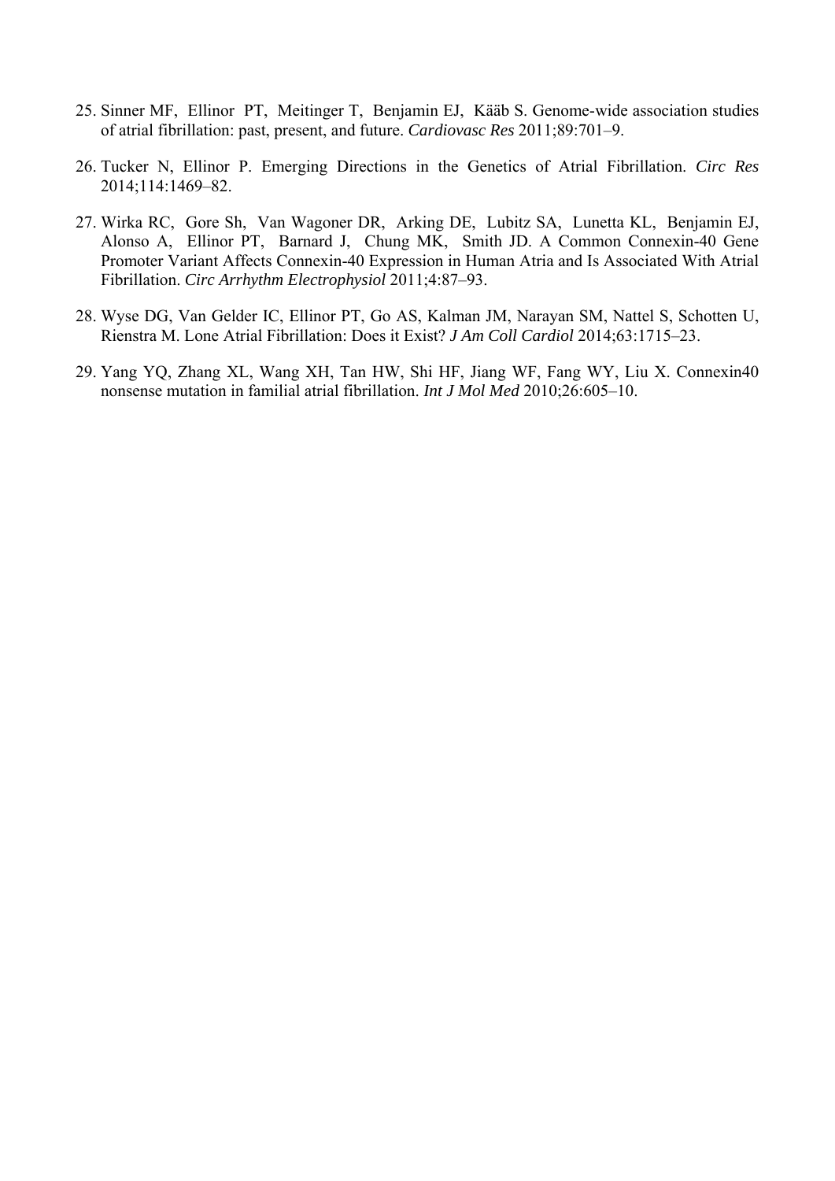25. Sinner MF, Ellinor PT, Meitinger T, Benjamin EJ, Kääb S. Genome-wide association studies of atrial fibrillation: past, present, and future. *Cardiovasc Res* 2011;89:701–9.

26. Tucker N, Ellinor P. Emerging Directions in the Genetics of Atrial Fibrillation. *Circ Res* 2014;114:1469–82.

27. Wirka RC, Gore Sh, Van Wagoner DR, Arking DE, Lubitz SA, Lunetta KL, Benjamin EJ, Alonso A, Ellinor PT, Barnard J, Chung MK, Smith JD. A Common Connexin-40 Gene Promoter Variant Affects Connexin-40 Expression in Human Atria and Is Associated With Atrial Fibrillation. *Circ Arrhythm Electrophysiol* 2011;4:87–93.

28. Wyse DG, Van Gelder IC, Ellinor PT, Go AS, Kalman JM, Narayan SM, Nattel S, Schotten U, Rienstra M. Lone Atrial Fibrillation: Does it Exist? *J Am Coll Cardiol* 2014;63:1715–23.

29. Yang YQ, Zhang XL, Wang XH, Tan HW, Shi HF, Jiang WF, Fang WY, Liu X. Connexin40 nonsense mutation in familial atrial fibrillation. *Int J Mol Med* 2010;26:605–10.